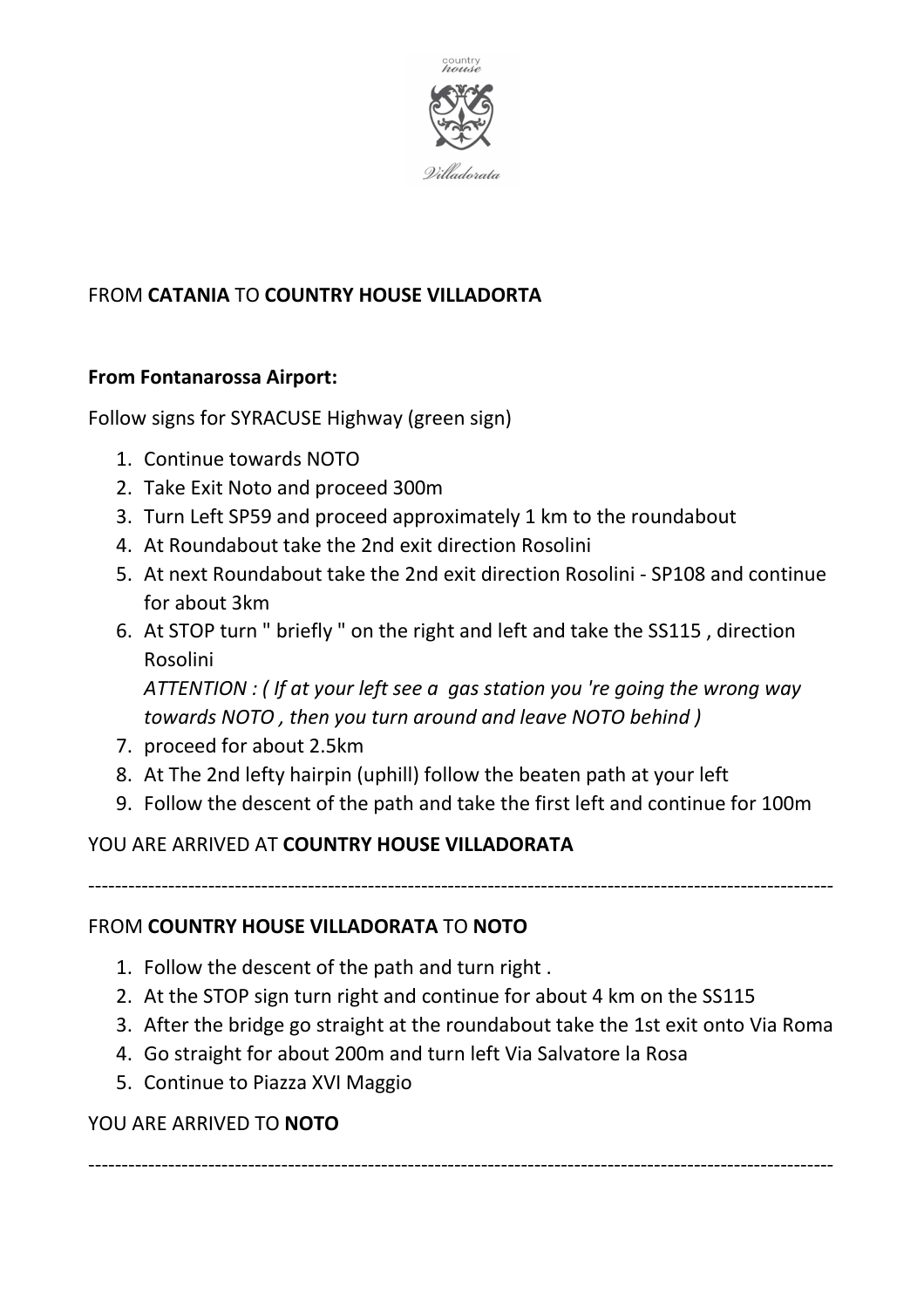FROM **CATANIA** TO **COUNTRY HOUSE VILLADORTA**

**From Fontanarossa Airport:**

Follow signs for SYRACUSE Highway (green sign)

1. Continue towards NOTO
2. Take Exit Noto and proceed 300m
3. Turn Left SP59 and proceed approximately 1 km to the roundabout
4. At Roundabout take the 2nd exit direction Rosolini
5. At next Roundabout take the 2nd exit direction Rosolini - SP108 and continue for about 3km
6. At STOP turn " briefly " on the right and left and take the SS115 , direction Rosolini
   *ATTENTION : ( If at your left see a gas station you 're going the wrong way towards NOTO , then you turn around and leave NOTO behind )*
7. proceed for about 2.5km
8. At The 2nd lefty hairpin (uphill) follow the beaten path at your left
9. Follow the descent of the path and take the first left and continue for 100m

YOU ARE ARRIVED AT **COUNTRY HOUSE VILLADORATA**

---

FROM **COUNTRY HOUSE VILLADORATA** TO **NOTO**

1. Follow the descent of the path and turn right .
2. At the STOP sign turn right and continue for about 4 km on the SS115
3. After the bridge go straight at the roundabout take the 1st exit onto Via Roma
4. Go straight for about 200m and turn left Via Salvatore la Rosa
5. Continue to Piazza XVI Maggio

YOU ARE ARRIVED TO **NOTO**

---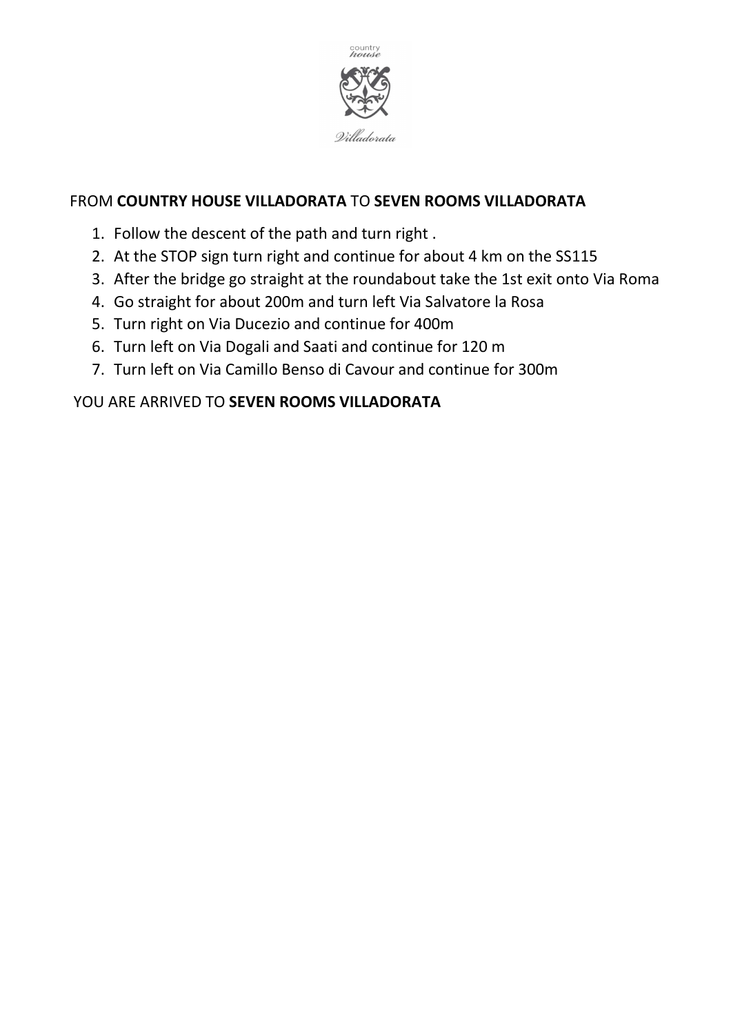FROM **COUNTRY HOUSE VILLADORATA** TO **SEVEN ROOMS VILLADORATA**

1. Follow the descent of the path and turn right .
2. At the STOP sign turn right and continue for about 4 km on the SS115
3. After the bridge go straight at the roundabout take the 1st exit onto Via Roma
4. Go straight for about 200m and turn left Via Salvatore la Rosa
5. Turn right on Via Ducezio and continue for 400m
6. Turn left on Via Dogali and Saati and continue for 120 m
7. Turn left on Via Camillo Benso di Cavour and continue for 300m

YOU ARE ARRIVED TO **SEVEN ROOMS VILLADORATA**